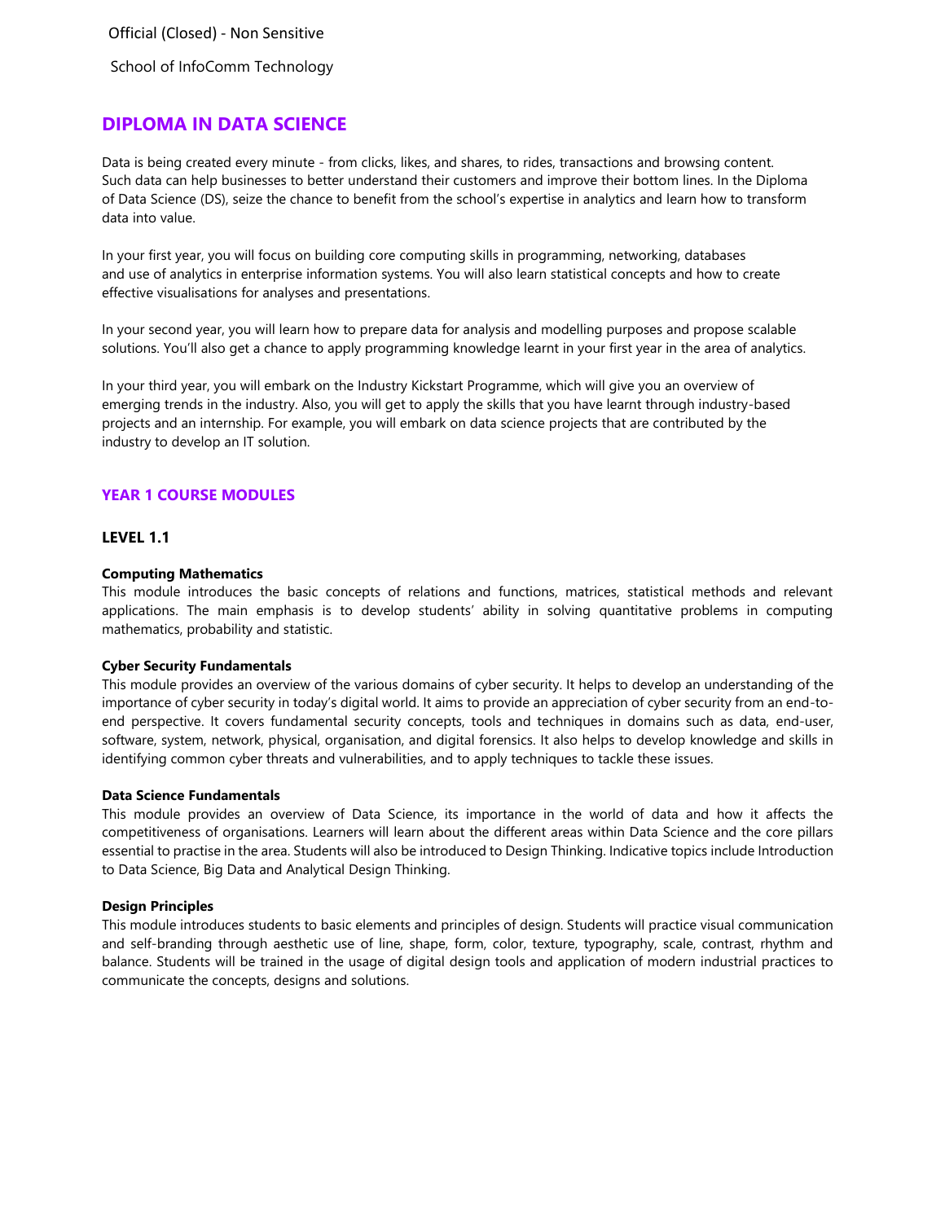Official (Closed) - Non Sensitive

School of InfoComm Technology

# DIPLOMA IN DATA SCIENCE

Data is being created every minute - from clicks, likes, and shares, to rides, transactions and browsing content. Such data can help businesses to better understand their customers and improve their bottom lines. In the Diploma of Data Science (DS), seize the chance to benefit from the school's expertise in analytics and learn how to transform data into value.

In your first year, you will focus on building core computing skills in programming, networking, databases and use of analytics in enterprise information systems. You will also learn statistical concepts and how to create effective visualisations for analyses and presentations.

In your second year, you will learn how to prepare data for analysis and modelling purposes and propose scalable solutions. You'll also get a chance to apply programming knowledge learnt in your first year in the area of analytics.

In your third year, you will embark on the Industry Kickstart Programme, which will give you an overview of emerging trends in the industry. Also, you will get to apply the skills that you have learnt through industry-based projects and an internship. For example, you will embark on data science projects that are contributed by the industry to develop an IT solution.

## YEAR 1 COURSE MODULES

### LEVEL 1.1

**Computing Mathematics**
This module introduces the basic concepts of relations and functions, matrices, statistical methods and relevant applications. The main emphasis is to develop students' ability in solving quantitative problems in computing mathematics, probability and statistic.

**Cyber Security Fundamentals**
This module provides an overview of the various domains of cyber security. It helps to develop an understanding of the importance of cyber security in today's digital world. It aims to provide an appreciation of cyber security from an end-to-end perspective. It covers fundamental security concepts, tools and techniques in domains such as data, end-user, software, system, network, physical, organisation, and digital forensics. It also helps to develop knowledge and skills in identifying common cyber threats and vulnerabilities, and to apply techniques to tackle these issues.

**Data Science Fundamentals**
This module provides an overview of Data Science, its importance in the world of data and how it affects the competitiveness of organisations. Learners will learn about the different areas within Data Science and the core pillars essential to practise in the area. Students will also be introduced to Design Thinking. Indicative topics include Introduction to Data Science, Big Data and Analytical Design Thinking.

**Design Principles**
This module introduces students to basic elements and principles of design. Students will practice visual communication and self-branding through aesthetic use of line, shape, form, color, texture, typography, scale, contrast, rhythm and balance. Students will be trained in the usage of digital design tools and application of modern industrial practices to communicate the concepts, designs and solutions.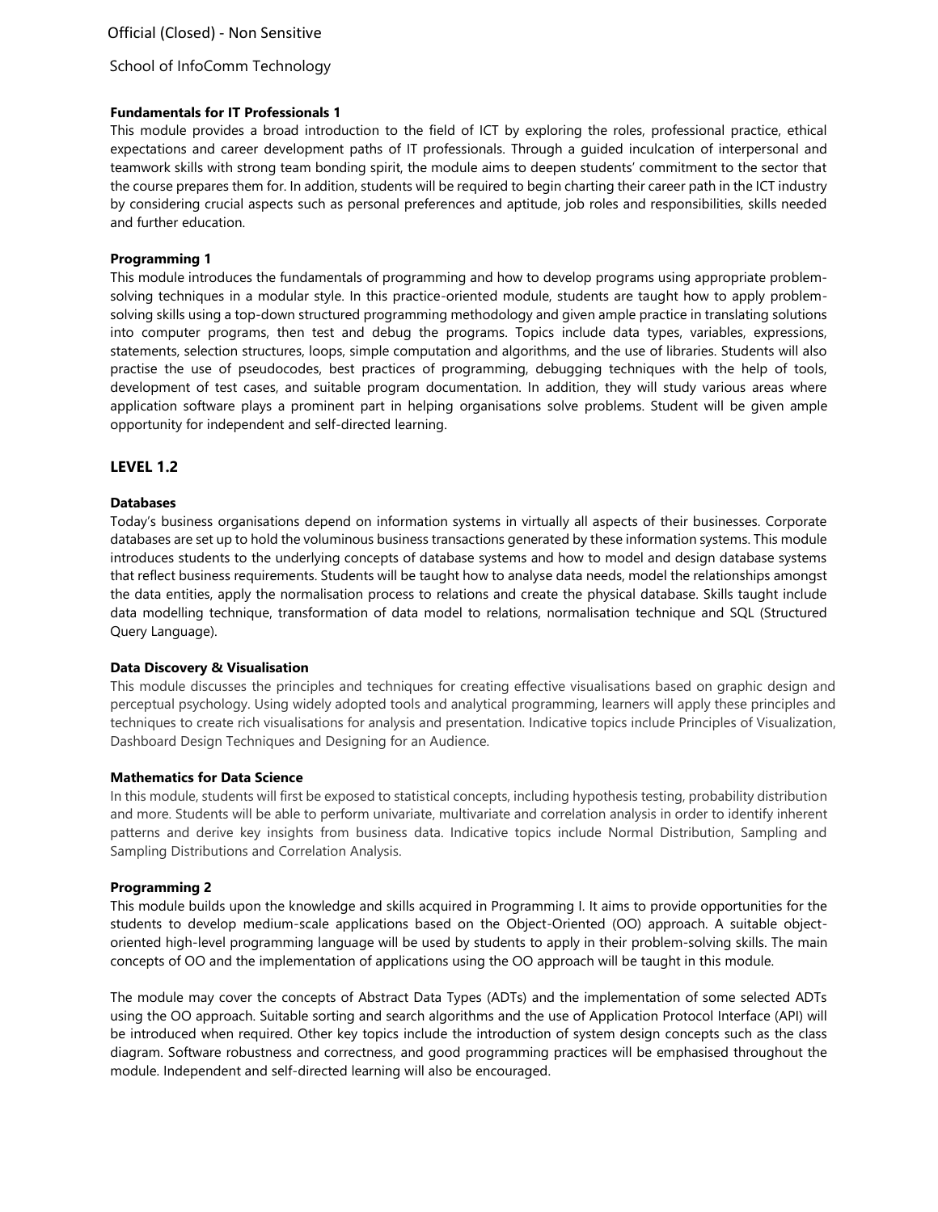**Fundamentals for IT Professionals 1**

This module provides a broad introduction to the field of ICT by exploring the roles, professional practice, ethical expectations and career development paths of IT professionals. Through a guided inculcation of interpersonal and teamwork skills with strong team bonding spirit, the module aims to deepen students' commitment to the sector that the course prepares them for. In addition, students will be required to begin charting their career path in the ICT industry by considering crucial aspects such as personal preferences and aptitude, job roles and responsibilities, skills needed and further education.

**Programming 1**

This module introduces the fundamentals of programming and how to develop programs using appropriate problem-solving techniques in a modular style. In this practice-oriented module, students are taught how to apply problem-solving skills using a top-down structured programming methodology and given ample practice in translating solutions into computer programs, then test and debug the programs. Topics include data types, variables, expressions, statements, selection structures, loops, simple computation and algorithms, and the use of libraries. Students will also practise the use of pseudocodes, best practices of programming, debugging techniques with the help of tools, development of test cases, and suitable program documentation. In addition, they will study various areas where application software plays a prominent part in helping organisations solve problems. Student will be given ample opportunity for independent and self-directed learning.

## LEVEL 1.2

**Databases**

Today's business organisations depend on information systems in virtually all aspects of their businesses. Corporate databases are set up to hold the voluminous business transactions generated by these information systems. This module introduces students to the underlying concepts of database systems and how to model and design database systems that reflect business requirements. Students will be taught how to analyse data needs, model the relationships amongst the data entities, apply the normalisation process to relations and create the physical database. Skills taught include data modelling technique, transformation of data model to relations, normalisation technique and SQL (Structured Query Language).

**Data Discovery & Visualisation**

This module discusses the principles and techniques for creating effective visualisations based on graphic design and perceptual psychology. Using widely adopted tools and analytical programming, learners will apply these principles and techniques to create rich visualisations for analysis and presentation. Indicative topics include Principles of Visualization, Dashboard Design Techniques and Designing for an Audience.

**Mathematics for Data Science**

In this module, students will first be exposed to statistical concepts, including hypothesis testing, probability distribution and more. Students will be able to perform univariate, multivariate and correlation analysis in order to identify inherent patterns and derive key insights from business data. Indicative topics include Normal Distribution, Sampling and Sampling Distributions and Correlation Analysis.

**Programming 2**

This module builds upon the knowledge and skills acquired in Programming I. It aims to provide opportunities for the students to develop medium-scale applications based on the Object-Oriented (OO) approach. A suitable object-oriented high-level programming language will be used by students to apply in their problem-solving skills. The main concepts of OO and the implementation of applications using the OO approach will be taught in this module.

The module may cover the concepts of Abstract Data Types (ADTs) and the implementation of some selected ADTs using the OO approach. Suitable sorting and search algorithms and the use of Application Protocol Interface (API) will be introduced when required. Other key topics include the introduction of system design concepts such as the class diagram. Software robustness and correctness, and good programming practices will be emphasised throughout the module. Independent and self-directed learning will also be encouraged.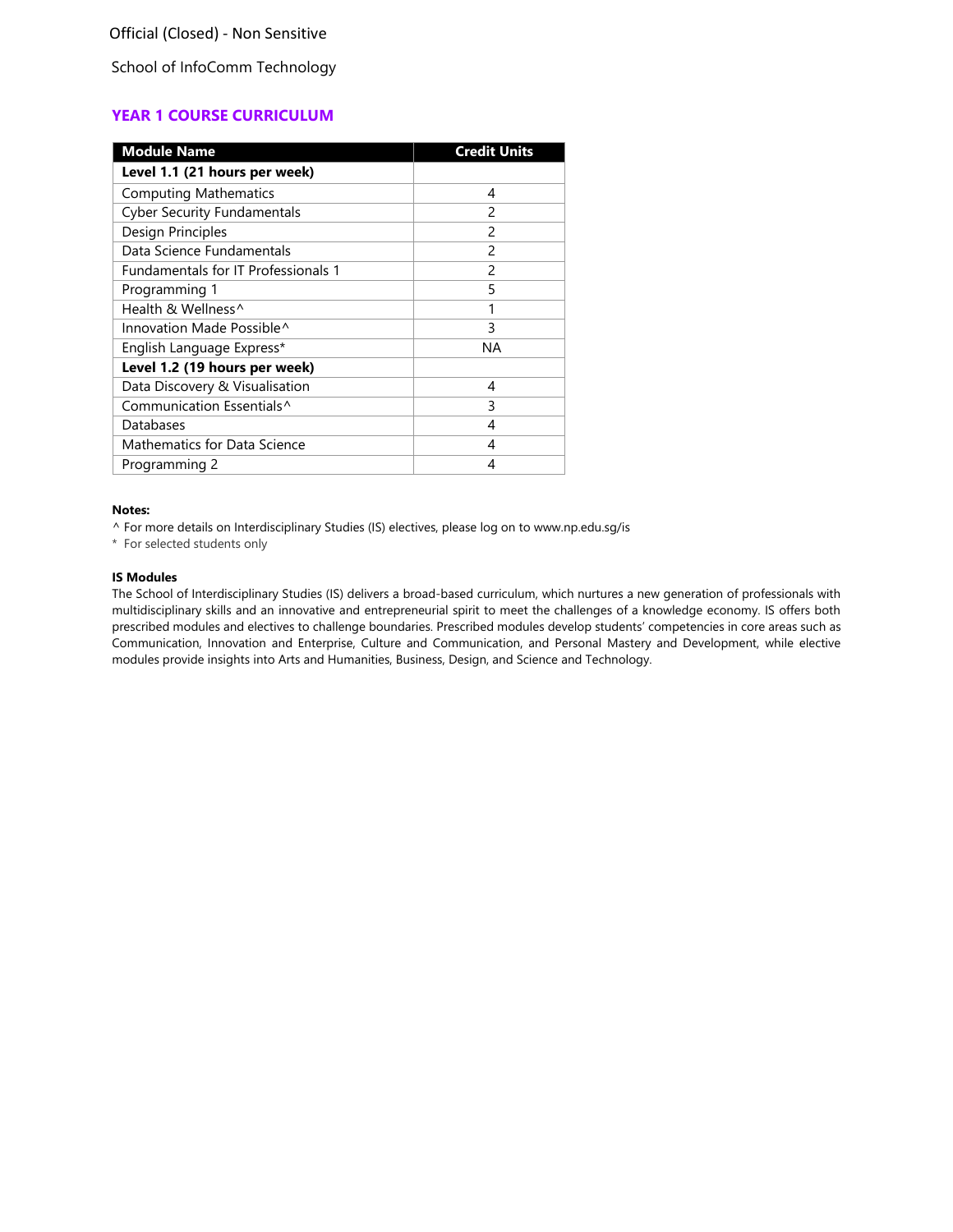Official (Closed) - Non Sensitive

School of InfoComm Technology

## YEAR 1 COURSE CURRICULUM

| Module Name | Credit Units |
|---|---|
| **Level 1.1 (21 hours per week)** | |
| Computing Mathematics | 4 |
| Cyber Security Fundamentals | 2 |
| Design Principles | 2 |
| Data Science Fundamentals | 2 |
| Fundamentals for IT Professionals 1 | 2 |
| Programming 1 | 5 |
| Health & Wellness^ | 1 |
| Innovation Made Possible^ | 3 |
| English Language Express* | NA |
| **Level 1.2 (19 hours per week)** | |
| Data Discovery & Visualisation | 4 |
| Communication Essentials^ | 3 |
| Databases | 4 |
| Mathematics for Data Science | 4 |
| Programming 2 | 4 |

**Notes:**

^ For more details on Interdisciplinary Studies (IS) electives, please log on to www.np.edu.sg/is

* For selected students only

**IS Modules**

The School of Interdisciplinary Studies (IS) delivers a broad-based curriculum, which nurtures a new generation of professionals with multidisciplinary skills and an innovative and entrepreneurial spirit to meet the challenges of a knowledge economy. IS offers both prescribed modules and electives to challenge boundaries. Prescribed modules develop students' competencies in core areas such as Communication, Innovation and Enterprise, Culture and Communication, and Personal Mastery and Development, while elective modules provide insights into Arts and Humanities, Business, Design, and Science and Technology.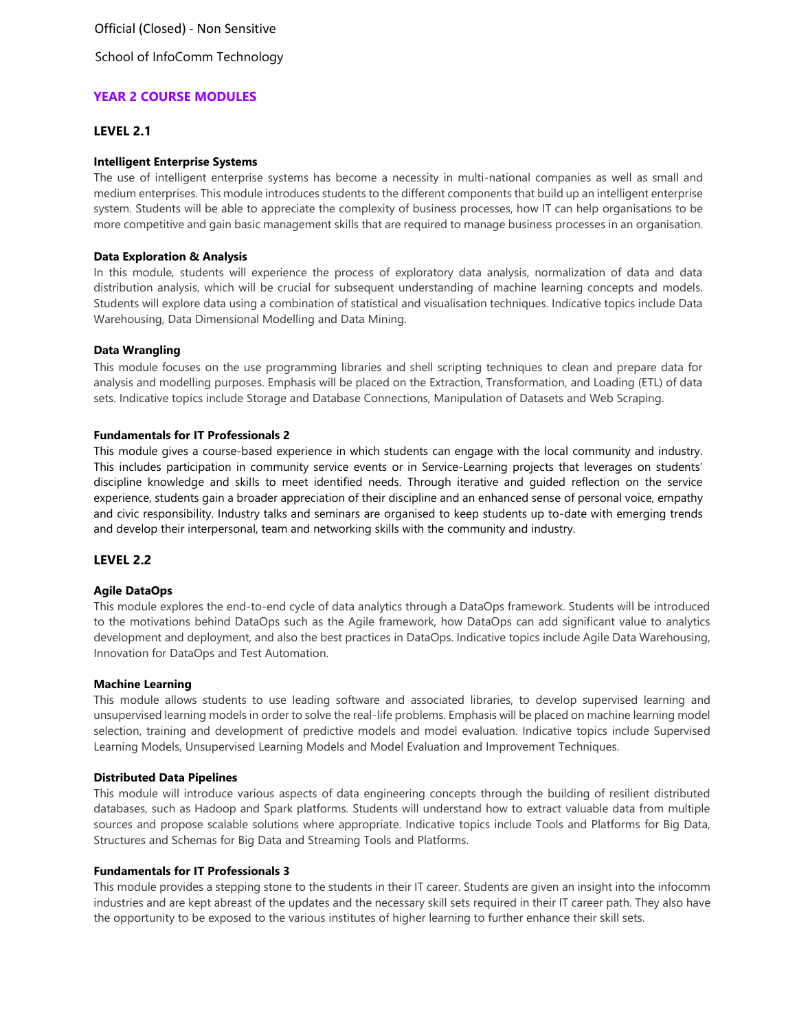# YEAR 2 COURSE MODULES

## LEVEL 2.1

### Intelligent Enterprise Systems

The use of intelligent enterprise systems has become a necessity in multi-national companies as well as small and medium enterprises. This module introduces students to the different components that build up an intelligent enterprise system. Students will be able to appreciate the complexity of business processes, how IT can help organisations to be more competitive and gain basic management skills that are required to manage business processes in an organisation.

### Data Exploration & Analysis

In this module, students will experience the process of exploratory data analysis, normalization of data and data distribution analysis, which will be crucial for subsequent understanding of machine learning concepts and models. Students will explore data using a combination of statistical and visualisation techniques. Indicative topics include Data Warehousing, Data Dimensional Modelling and Data Mining.

### Data Wrangling

This module focuses on the use programming libraries and shell scripting techniques to clean and prepare data for analysis and modelling purposes. Emphasis will be placed on the Extraction, Transformation, and Loading (ETL) of data sets. Indicative topics include Storage and Database Connections, Manipulation of Datasets and Web Scraping.

### Fundamentals for IT Professionals 2

This module gives a course-based experience in which students can engage with the local community and industry. This includes participation in community service events or in Service-Learning projects that leverages on students' discipline knowledge and skills to meet identified needs. Through iterative and guided reflection on the service experience, students gain a broader appreciation of their discipline and an enhanced sense of personal voice, empathy and civic responsibility. Industry talks and seminars are organised to keep students up to-date with emerging trends and develop their interpersonal, team and networking skills with the community and industry.

## LEVEL 2.2

### Agile DataOps

This module explores the end-to-end cycle of data analytics through a DataOps framework. Students will be introduced to the motivations behind DataOps such as the Agile framework, how DataOps can add significant value to analytics development and deployment, and also the best practices in DataOps. Indicative topics include Agile Data Warehousing, Innovation for DataOps and Test Automation.

### Machine Learning

This module allows students to use leading software and associated libraries, to develop supervised learning and unsupervised learning models in order to solve the real-life problems. Emphasis will be placed on machine learning model selection, training and development of predictive models and model evaluation. Indicative topics include Supervised Learning Models, Unsupervised Learning Models and Model Evaluation and Improvement Techniques.

### Distributed Data Pipelines

This module will introduce various aspects of data engineering concepts through the building of resilient distributed databases, such as Hadoop and Spark platforms. Students will understand how to extract valuable data from multiple sources and propose scalable solutions where appropriate. Indicative topics include Tools and Platforms for Big Data, Structures and Schemas for Big Data and Streaming Tools and Platforms.

### Fundamentals for IT Professionals 3

This module provides a stepping stone to the students in their IT career. Students are given an insight into the infocomm industries and are kept abreast of the updates and the necessary skill sets required in their IT career path. They also have the opportunity to be exposed to the various institutes of higher learning to further enhance their skill sets.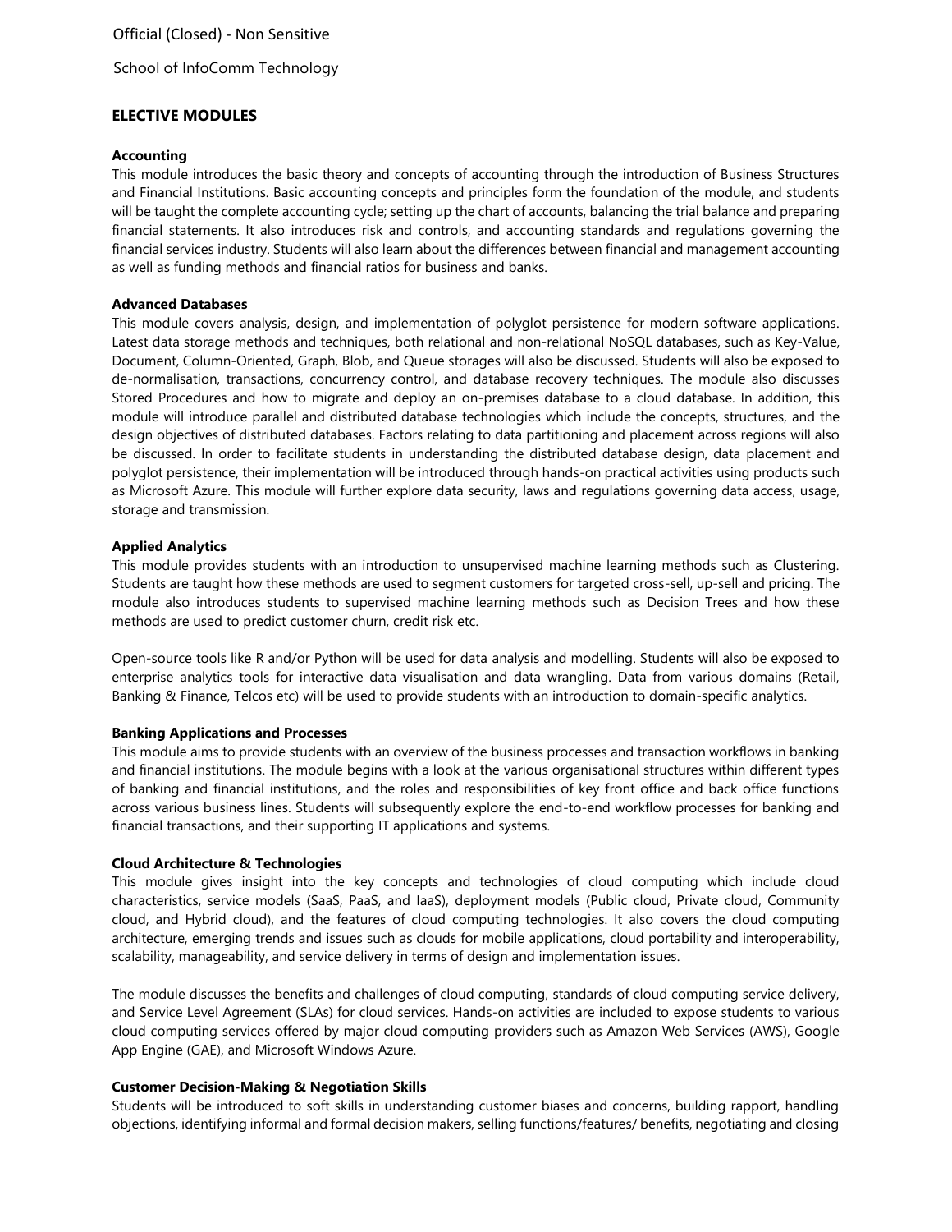## ELECTIVE MODULES

**Accounting**

This module introduces the basic theory and concepts of accounting through the introduction of Business Structures and Financial Institutions. Basic accounting concepts and principles form the foundation of the module, and students will be taught the complete accounting cycle; setting up the chart of accounts, balancing the trial balance and preparing financial statements. It also introduces risk and controls, and accounting standards and regulations governing the financial services industry. Students will also learn about the differences between financial and management accounting as well as funding methods and financial ratios for business and banks.

**Advanced Databases**

This module covers analysis, design, and implementation of polyglot persistence for modern software applications. Latest data storage methods and techniques, both relational and non-relational NoSQL databases, such as Key-Value, Document, Column-Oriented, Graph, Blob, and Queue storages will also be discussed. Students will also be exposed to de-normalisation, transactions, concurrency control, and database recovery techniques. The module also discusses Stored Procedures and how to migrate and deploy an on-premises database to a cloud database. In addition, this module will introduce parallel and distributed database technologies which include the concepts, structures, and the design objectives of distributed databases. Factors relating to data partitioning and placement across regions will also be discussed. In order to facilitate students in understanding the distributed database design, data placement and polyglot persistence, their implementation will be introduced through hands-on practical activities using products such as Microsoft Azure. This module will further explore data security, laws and regulations governing data access, usage, storage and transmission.

**Applied Analytics**

This module provides students with an introduction to unsupervised machine learning methods such as Clustering. Students are taught how these methods are used to segment customers for targeted cross-sell, up-sell and pricing. The module also introduces students to supervised machine learning methods such as Decision Trees and how these methods are used to predict customer churn, credit risk etc.

Open-source tools like R and/or Python will be used for data analysis and modelling. Students will also be exposed to enterprise analytics tools for interactive data visualisation and data wrangling. Data from various domains (Retail, Banking & Finance, Telcos etc) will be used to provide students with an introduction to domain-specific analytics.

**Banking Applications and Processes**

This module aims to provide students with an overview of the business processes and transaction workflows in banking and financial institutions. The module begins with a look at the various organisational structures within different types of banking and financial institutions, and the roles and responsibilities of key front office and back office functions across various business lines. Students will subsequently explore the end-to-end workflow processes for banking and financial transactions, and their supporting IT applications and systems.

**Cloud Architecture & Technologies**

This module gives insight into the key concepts and technologies of cloud computing which include cloud characteristics, service models (SaaS, PaaS, and IaaS), deployment models (Public cloud, Private cloud, Community cloud, and Hybrid cloud), and the features of cloud computing technologies. It also covers the cloud computing architecture, emerging trends and issues such as clouds for mobile applications, cloud portability and interoperability, scalability, manageability, and service delivery in terms of design and implementation issues.

The module discusses the benefits and challenges of cloud computing, standards of cloud computing service delivery, and Service Level Agreement (SLAs) for cloud services. Hands-on activities are included to expose students to various cloud computing services offered by major cloud computing providers such as Amazon Web Services (AWS), Google App Engine (GAE), and Microsoft Windows Azure.

**Customer Decision-Making & Negotiation Skills**

Students will be introduced to soft skills in understanding customer biases and concerns, building rapport, handling objections, identifying informal and formal decision makers, selling functions/features/ benefits, negotiating and closing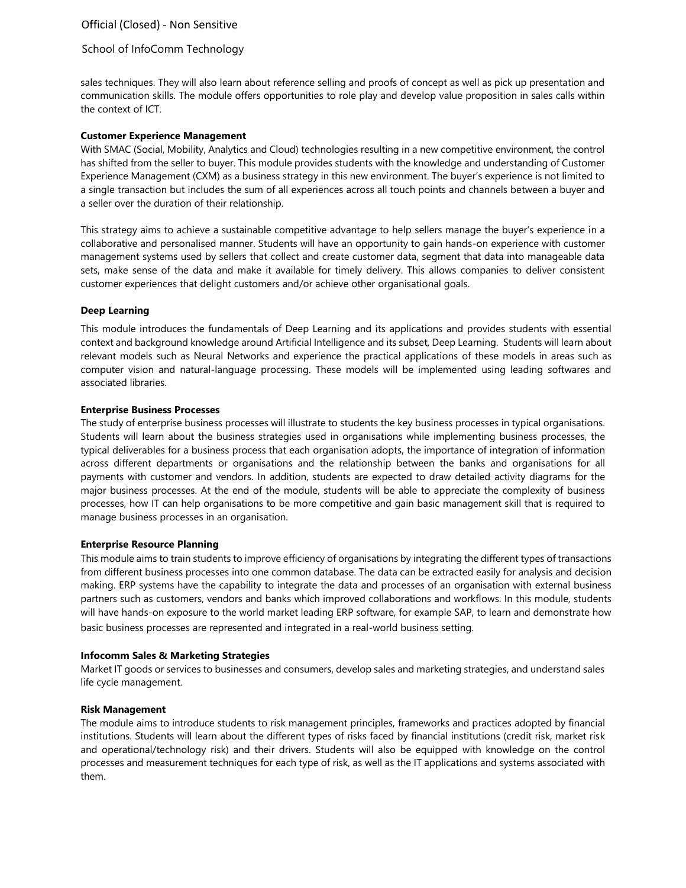sales techniques. They will also learn about reference selling and proofs of concept as well as pick up presentation and communication skills. The module offers opportunities to role play and develop value proposition in sales calls within the context of ICT.

**Customer Experience Management**

With SMAC (Social, Mobility, Analytics and Cloud) technologies resulting in a new competitive environment, the control has shifted from the seller to buyer. This module provides students with the knowledge and understanding of Customer Experience Management (CXM) as a business strategy in this new environment. The buyer's experience is not limited to a single transaction but includes the sum of all experiences across all touch points and channels between a buyer and a seller over the duration of their relationship.

This strategy aims to achieve a sustainable competitive advantage to help sellers manage the buyer's experience in a collaborative and personalised manner. Students will have an opportunity to gain hands-on experience with customer management systems used by sellers that collect and create customer data, segment that data into manageable data sets, make sense of the data and make it available for timely delivery. This allows companies to deliver consistent customer experiences that delight customers and/or achieve other organisational goals.

**Deep Learning**

This module introduces the fundamentals of Deep Learning and its applications and provides students with essential context and background knowledge around Artificial Intelligence and its subset, Deep Learning. Students will learn about relevant models such as Neural Networks and experience the practical applications of these models in areas such as computer vision and natural-language processing. These models will be implemented using leading softwares and associated libraries.

**Enterprise Business Processes**

The study of enterprise business processes will illustrate to students the key business processes in typical organisations. Students will learn about the business strategies used in organisations while implementing business processes, the typical deliverables for a business process that each organisation adopts, the importance of integration of information across different departments or organisations and the relationship between the banks and organisations for all payments with customer and vendors. In addition, students are expected to draw detailed activity diagrams for the major business processes. At the end of the module, students will be able to appreciate the complexity of business processes, how IT can help organisations to be more competitive and gain basic management skill that is required to manage business processes in an organisation.

**Enterprise Resource Planning**

This module aims to train students to improve efficiency of organisations by integrating the different types of transactions from different business processes into one common database. The data can be extracted easily for analysis and decision making. ERP systems have the capability to integrate the data and processes of an organisation with external business partners such as customers, vendors and banks which improved collaborations and workflows. In this module, students will have hands-on exposure to the world market leading ERP software, for example SAP, to learn and demonstrate how basic business processes are represented and integrated in a real-world business setting.

**Infocomm Sales & Marketing Strategies**

Market IT goods or services to businesses and consumers, develop sales and marketing strategies, and understand sales life cycle management.

**Risk Management**

The module aims to introduce students to risk management principles, frameworks and practices adopted by financial institutions. Students will learn about the different types of risks faced by financial institutions (credit risk, market risk and operational/technology risk) and their drivers. Students will also be equipped with knowledge on the control processes and measurement techniques for each type of risk, as well as the IT applications and systems associated with them.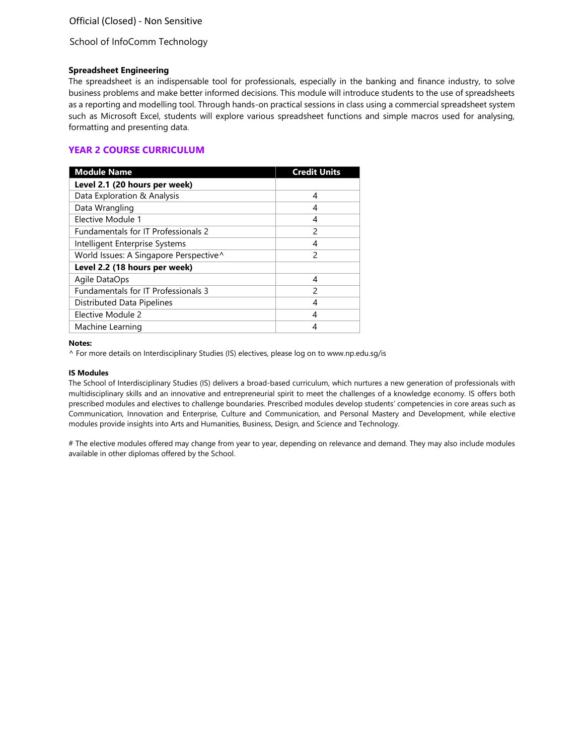### Spreadsheet Engineering

The spreadsheet is an indispensable tool for professionals, especially in the banking and finance industry, to solve business problems and make better informed decisions. This module will introduce students to the use of spreadsheets as a reporting and modelling tool. Through hands-on practical sessions in class using a commercial spreadsheet system such as Microsoft Excel, students will explore various spreadsheet functions and simple macros used for analysing, formatting and presenting data.

## YEAR 2 COURSE CURRICULUM

| Module Name | Credit Units |
|---|---|
| **Level 2.1 (20 hours per week)** | |
| Data Exploration & Analysis | 4 |
| Data Wrangling | 4 |
| Elective Module 1 | 4 |
| Fundamentals for IT Professionals 2 | 2 |
| Intelligent Enterprise Systems | 4 |
| World Issues: A Singapore Perspective^ | 2 |
| **Level 2.2 (18 hours per week)** | |
| Agile DataOps | 4 |
| Fundamentals for IT Professionals 3 | 2 |
| Distributed Data Pipelines | 4 |
| Elective Module 2 | 4 |
| Machine Learning | 4 |

**Notes:**

^ For more details on Interdisciplinary Studies (IS) electives, please log on to www.np.edu.sg/is

**IS Modules**

The School of Interdisciplinary Studies (IS) delivers a broad-based curriculum, which nurtures a new generation of professionals with multidisciplinary skills and an innovative and entrepreneurial spirit to meet the challenges of a knowledge economy. IS offers both prescribed modules and electives to challenge boundaries. Prescribed modules develop students' competencies in core areas such as Communication, Innovation and Enterprise, Culture and Communication, and Personal Mastery and Development, while elective modules provide insights into Arts and Humanities, Business, Design, and Science and Technology.

# The elective modules offered may change from year to year, depending on relevance and demand. They may also include modules available in other diplomas offered by the School.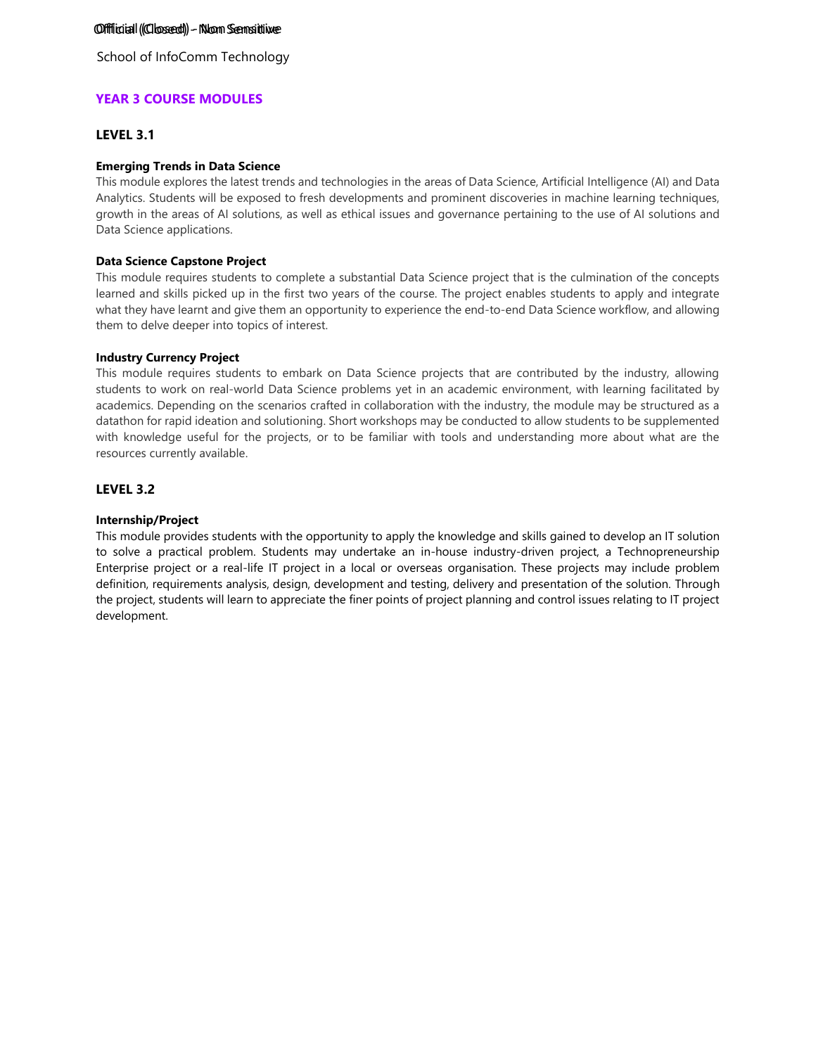## YEAR 3 COURSE MODULES

### LEVEL 3.1

**Emerging Trends in Data Science**
This module explores the latest trends and technologies in the areas of Data Science, Artificial Intelligence (AI) and Data Analytics. Students will be exposed to fresh developments and prominent discoveries in machine learning techniques, growth in the areas of AI solutions, as well as ethical issues and governance pertaining to the use of AI solutions and Data Science applications.

**Data Science Capstone Project**
This module requires students to complete a substantial Data Science project that is the culmination of the concepts learned and skills picked up in the first two years of the course. The project enables students to apply and integrate what they have learnt and give them an opportunity to experience the end-to-end Data Science workflow, and allowing them to delve deeper into topics of interest.

**Industry Currency Project**
This module requires students to embark on Data Science projects that are contributed by the industry, allowing students to work on real-world Data Science problems yet in an academic environment, with learning facilitated by academics. Depending on the scenarios crafted in collaboration with the industry, the module may be structured as a datathon for rapid ideation and solutioning. Short workshops may be conducted to allow students to be supplemented with knowledge useful for the projects, or to be familiar with tools and understanding more about what are the resources currently available.

### LEVEL 3.2

**Internship/Project**
This module provides students with the opportunity to apply the knowledge and skills gained to develop an IT solution to solve a practical problem. Students may undertake an in-house industry-driven project, a Technopreneurship Enterprise project or a real-life IT project in a local or overseas organisation. These projects may include problem definition, requirements analysis, design, development and testing, delivery and presentation of the solution. Through the project, students will learn to appreciate the finer points of project planning and control issues relating to IT project development.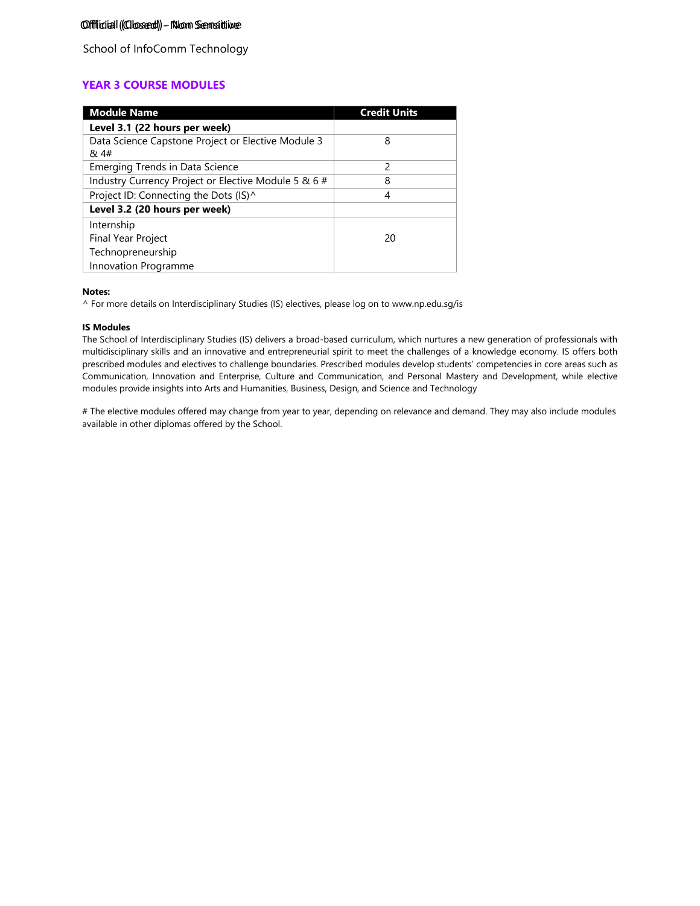School of InfoComm Technology

## YEAR 3 COURSE MODULES

| Module Name | Credit Units |
| --- | --- |
| **Level 3.1 (22 hours per week)** | |
| Data Science Capstone Project or Elective Module 3 & 4# | 8 |
| Emerging Trends in Data Science | 2 |
| Industry Currency Project or Elective Module 5 & 6 # | 8 |
| Project ID: Connecting the Dots (IS)^ | 4 |
| **Level 3.2 (20 hours per week)** | |
| Internship<br>Final Year Project<br>Technopreneurship<br>Innovation Programme | 20 |

**Notes:**

^ For more details on Interdisciplinary Studies (IS) electives, please log on to www.np.edu.sg/is

**IS Modules**

The School of Interdisciplinary Studies (IS) delivers a broad-based curriculum, which nurtures a new generation of professionals with multidisciplinary skills and an innovative and entrepreneurial spirit to meet the challenges of a knowledge economy. IS offers both prescribed modules and electives to challenge boundaries. Prescribed modules develop students' competencies in core areas such as Communication, Innovation and Enterprise, Culture and Communication, and Personal Mastery and Development, while elective modules provide insights into Arts and Humanities, Business, Design, and Science and Technology

# The elective modules offered may change from year to year, depending on relevance and demand. They may also include modules available in other diplomas offered by the School.